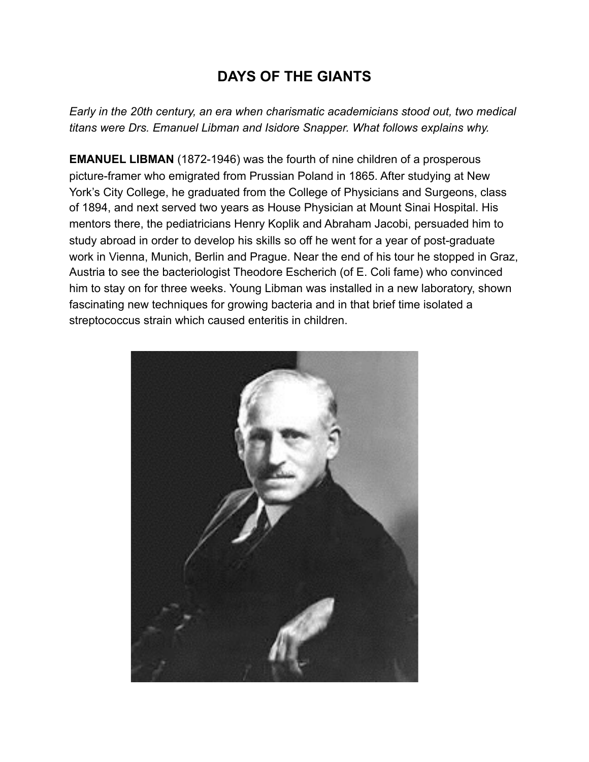# DAYS OF THE GIANTS

*Early in the 20th century, an era when charismatic academicians stood out, two medical titans were Drs. Emanuel Libman and Isidore Snapper. What follows explains why.*

**EMANUEL LIBMAN** (1872-1946) was the fourth of nine children of a prosperous picture-framer who emigrated from Prussian Poland in 1865. After studying at New York's City College, he graduated from the College of Physicians and Surgeons, class of 1894, and next served two years as House Physician at Mount Sinai Hospital. His mentors there, the pediatricians Henry Koplik and Abraham Jacobi, persuaded him to study abroad in order to develop his skills so off he went for a year of post-graduate work in Vienna, Munich, Berlin and Prague. Near the end of his tour he stopped in Graz, Austria to see the bacteriologist Theodore Escherich (of E. Coli fame) who convinced him to stay on for three weeks. Young Libman was installed in a new laboratory, shown fascinating new techniques for growing bacteria and in that brief time isolated a streptococcus strain which caused enteritis in children.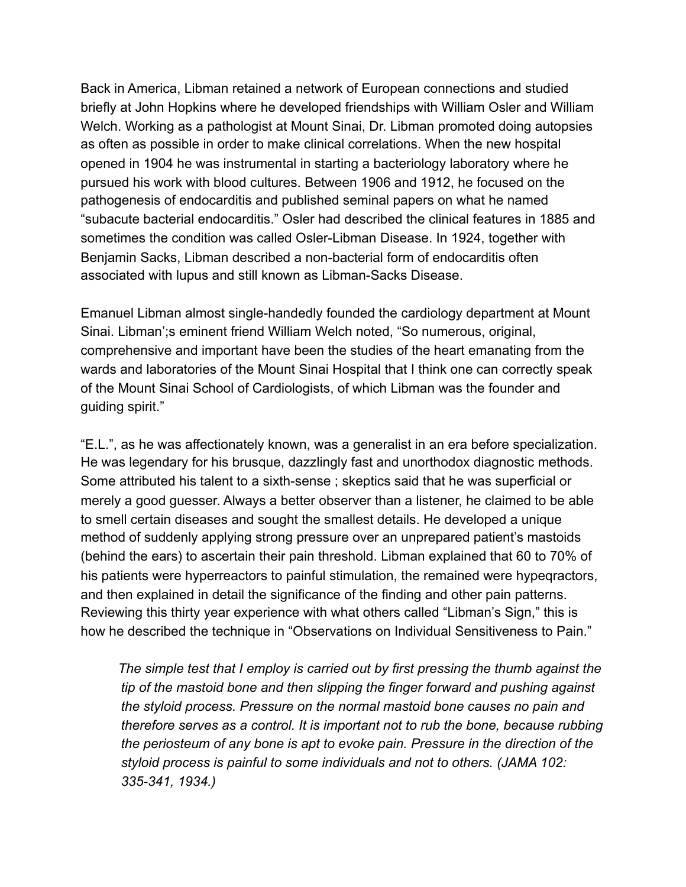Back in America, Libman retained a network of European connections and studied briefly at John Hopkins where he developed friendships with William Osler and William Welch. Working as a pathologist at Mount Sinai, Dr. Libman promoted doing autopsies as often as possible in order to make clinical correlations. When the new hospital opened in 1904 he was instrumental in starting a bacteriology laboratory where he pursued his work with blood cultures. Between 1906 and 1912, he focused on the pathogenesis of endocarditis and published seminal papers on what he named "subacute bacterial endocarditis." Osler had described the clinical features in 1885 and sometimes the condition was called Osler-Libman Disease. In 1924, together with Benjamin Sacks, Libman described a non-bacterial form of endocarditis often associated with lupus and still known as Libman-Sacks Disease.

Emanuel Libman almost single-handedly founded the cardiology department at Mount Sinai. Libman';s eminent friend William Welch noted, "So numerous, original, comprehensive and important have been the studies of the heart emanating from the wards and laboratories of the Mount Sinai Hospital that I think one can correctly speak of the Mount Sinai School of Cardiologists, of which Libman was the founder and guiding spirit."

"E.L.", as he was affectionately known, was a generalist in an era before specialization. He was legendary for his brusque, dazzlingly fast and unorthodox diagnostic methods. Some attributed his talent to a sixth-sense ; skeptics said that he was superficial or merely a good guesser. Always a better observer than a listener, he claimed to be able to smell certain diseases and sought the smallest details. He developed a unique method of suddenly applying strong pressure over an unprepared patient's mastoids (behind the ears) to ascertain their pain threshold. Libman explained that 60 to 70% of his patients were hyperreactors to painful stimulation, the remained were hypeqractors, and then explained in detail the significance of the finding and other pain patterns. Reviewing this thirty year experience with what others called "Libman's Sign," this is how he described the technique in "Observations on Individual Sensitiveness to Pain."

> *The simple test that I employ is carried out by first pressing the thumb against the tip of the mastoid bone and then slipping the finger forward and pushing against the styloid process. Pressure on the normal mastoid bone causes no pain and therefore serves as a control. It is important not to rub the bone, because rubbing the periosteum of any bone is apt to evoke pain. Pressure in the direction of the styloid process is painful to some individuals and not to others. (JAMA 102: 335-341, 1934.)*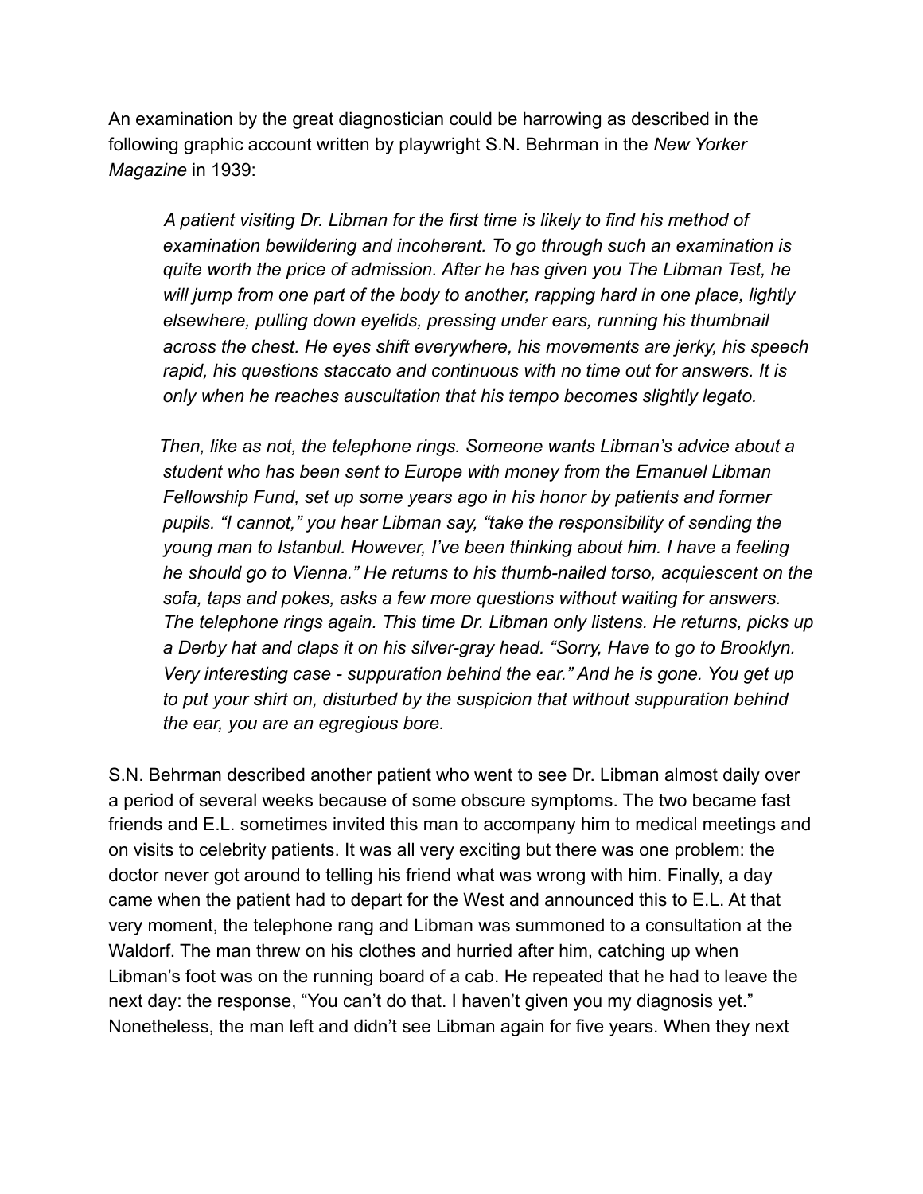An examination by the great diagnostician could be harrowing as described in the following graphic account written by playwright S.N. Behrman in the *New Yorker Magazine* in 1939:

> *A patient visiting Dr. Libman for the first time is likely to find his method of examination bewildering and incoherent. To go through such an examination is quite worth the price of admission. After he has given you The Libman Test, he will jump from one part of the body to another, rapping hard in one place, lightly elsewhere, pulling down eyelids, pressing under ears, running his thumbnail across the chest. He eyes shift everywhere, his movements are jerky, his speech rapid, his questions staccato and continuous with no time out for answers. It is only when he reaches auscultation that his tempo becomes slightly legato.*
>
> *Then, like as not, the telephone rings. Someone wants Libman's advice about a student who has been sent to Europe with money from the Emanuel Libman Fellowship Fund, set up some years ago in his honor by patients and former pupils. "I cannot," you hear Libman say, "take the responsibility of sending the young man to Istanbul. However, I've been thinking about him. I have a feeling he should go to Vienna." He returns to his thumb-nailed torso, acquiescent on the sofa, taps and pokes, asks a few more questions without waiting for answers. The telephone rings again. This time Dr. Libman only listens. He returns, picks up a Derby hat and claps it on his silver-gray head. "Sorry, Have to go to Brooklyn. Very interesting case - suppuration behind the ear." And he is gone. You get up to put your shirt on, disturbed by the suspicion that without suppuration behind the ear, you are an egregious bore.*

S.N. Behrman described another patient who went to see Dr. Libman almost daily over a period of several weeks because of some obscure symptoms. The two became fast friends and E.L. sometimes invited this man to accompany him to medical meetings and on visits to celebrity patients. It was all very exciting but there was one problem: the doctor never got around to telling his friend what was wrong with him. Finally, a day came when the patient had to depart for the West and announced this to E.L. At that very moment, the telephone rang and Libman was summoned to a consultation at the Waldorf. The man threw on his clothes and hurried after him, catching up when Libman's foot was on the running board of a cab. He repeated that he had to leave the next day: the response, "You can't do that. I haven't given you my diagnosis yet." Nonetheless, the man left and didn't see Libman again for five years. When they next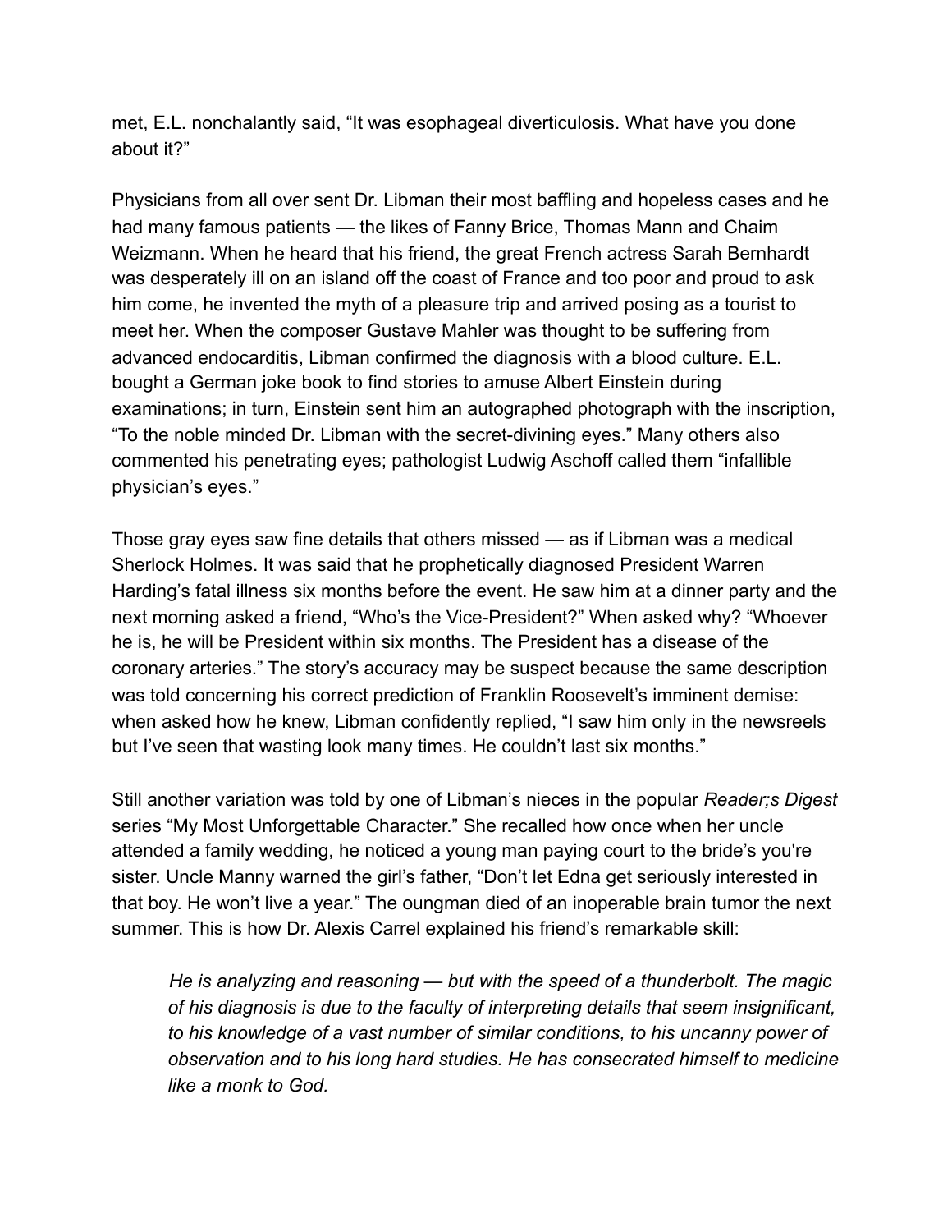met, E.L. nonchalantly said, "It was esophageal diverticulosis. What have you done about it?"

Physicians from all over sent Dr. Libman their most baffling and hopeless cases and he had many famous patients — the likes of Fanny Brice, Thomas Mann and Chaim Weizmann. When he heard that his friend, the great French actress Sarah Bernhardt was desperately ill on an island off the coast of France and too poor and proud to ask him come, he invented the myth of a pleasure trip and arrived posing as a tourist to meet her. When the composer Gustave Mahler was thought to be suffering from advanced endocarditis, Libman confirmed the diagnosis with a blood culture. E.L. bought a German joke book to find stories to amuse Albert Einstein during examinations; in turn, Einstein sent him an autographed photograph with the inscription, "To the noble minded Dr. Libman with the secret-divining eyes." Many others also commented his penetrating eyes; pathologist Ludwig Aschoff called them "infallible physician's eyes."

Those gray eyes saw fine details that others missed — as if Libman was a medical Sherlock Holmes. It was said that he prophetically diagnosed President Warren Harding's fatal illness six months before the event. He saw him at a dinner party and the next morning asked a friend, "Who's the Vice-President?" When asked why? "Whoever he is, he will be President within six months. The President has a disease of the coronary arteries." The story's accuracy may be suspect because the same description was told concerning his correct prediction of Franklin Roosevelt's imminent demise: when asked how he knew, Libman confidently replied, "I saw him only in the newsreels but I've seen that wasting look many times. He couldn't last six months."

Still another variation was told by one of Libman's nieces in the popular *Reader;s Digest* series "My Most Unforgettable Character." She recalled how once when her uncle attended a family wedding, he noticed a young man paying court to the bride's you're sister. Uncle Manny warned the girl's father, "Don't let Edna get seriously interested in that boy. He won't live a year." The oungman died of an inoperable brain tumor the next summer. This is how Dr. Alexis Carrel explained his friend's remarkable skill:

> *He is analyzing and reasoning — but with the speed of a thunderbolt. The magic of his diagnosis is due to the faculty of interpreting details that seem insignificant, to his knowledge of a vast number of similar conditions, to his uncanny power of observation and to his long hard studies. He has consecrated himself to medicine like a monk to God.*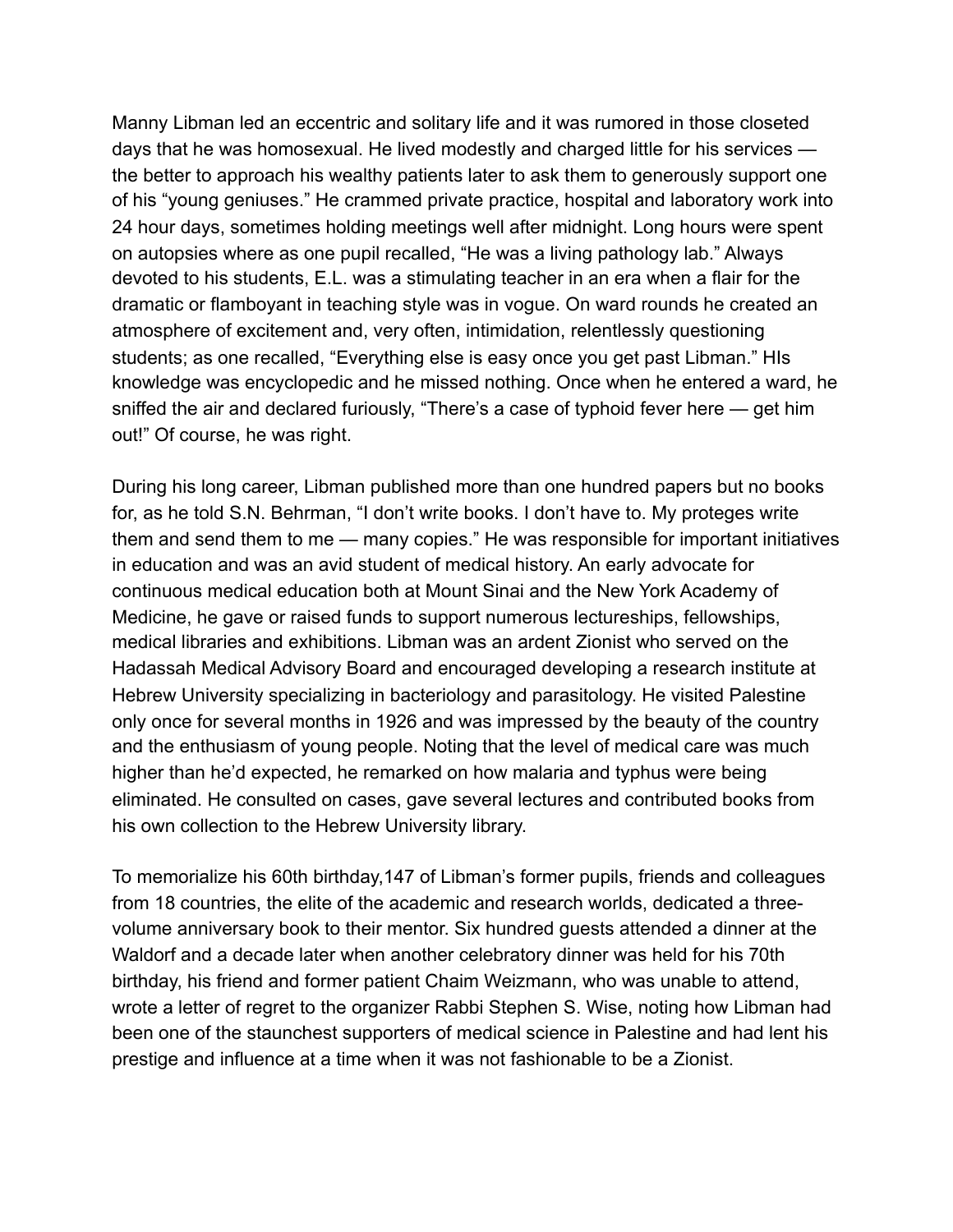Manny Libman led an eccentric and solitary life and it was rumored in those closeted days that he was homosexual. He lived modestly and charged little for his services — the better to approach his wealthy patients later to ask them to generously support one of his "young geniuses." He crammed private practice, hospital and laboratory work into 24 hour days, sometimes holding meetings well after midnight. Long hours were spent on autopsies where as one pupil recalled, "He was a living pathology lab." Always devoted to his students, E.L. was a stimulating teacher in an era when a flair for the dramatic or flamboyant in teaching style was in vogue. On ward rounds he created an atmosphere of excitement and, very often, intimidation, relentlessly questioning students; as one recalled, "Everything else is easy once you get past Libman." HIs knowledge was encyclopedic and he missed nothing. Once when he entered a ward, he sniffed the air and declared furiously, "There's a case of typhoid fever here — get him out!" Of course, he was right.

During his long career, Libman published more than one hundred papers but no books for, as he told S.N. Behrman, "I don't write books. I don't have to. My proteges write them and send them to me — many copies." He was responsible for important initiatives in education and was an avid student of medical history. An early advocate for continuous medical education both at Mount Sinai and the New York Academy of Medicine, he gave or raised funds to support numerous lectureships, fellowships, medical libraries and exhibitions. Libman was an ardent Zionist who served on the Hadassah Medical Advisory Board and encouraged developing a research institute at Hebrew University specializing in bacteriology and parasitology. He visited Palestine only once for several months in 1926 and was impressed by the beauty of the country and the enthusiasm of young people. Noting that the level of medical care was much higher than he'd expected, he remarked on how malaria and typhus were being eliminated. He consulted on cases, gave several lectures and contributed books from his own collection to the Hebrew University library.

To memorialize his 60th birthday,147 of Libman's former pupils, friends and colleagues from 18 countries, the elite of the academic and research worlds, dedicated a three-volume anniversary book to their mentor. Six hundred guests attended a dinner at the Waldorf and a decade later when another celebratory dinner was held for his 70th birthday, his friend and former patient Chaim Weizmann, who was unable to attend, wrote a letter of regret to the organizer Rabbi Stephen S. Wise, noting how Libman had been one of the staunchest supporters of medical science in Palestine and had lent his prestige and influence at a time when it was not fashionable to be a Zionist.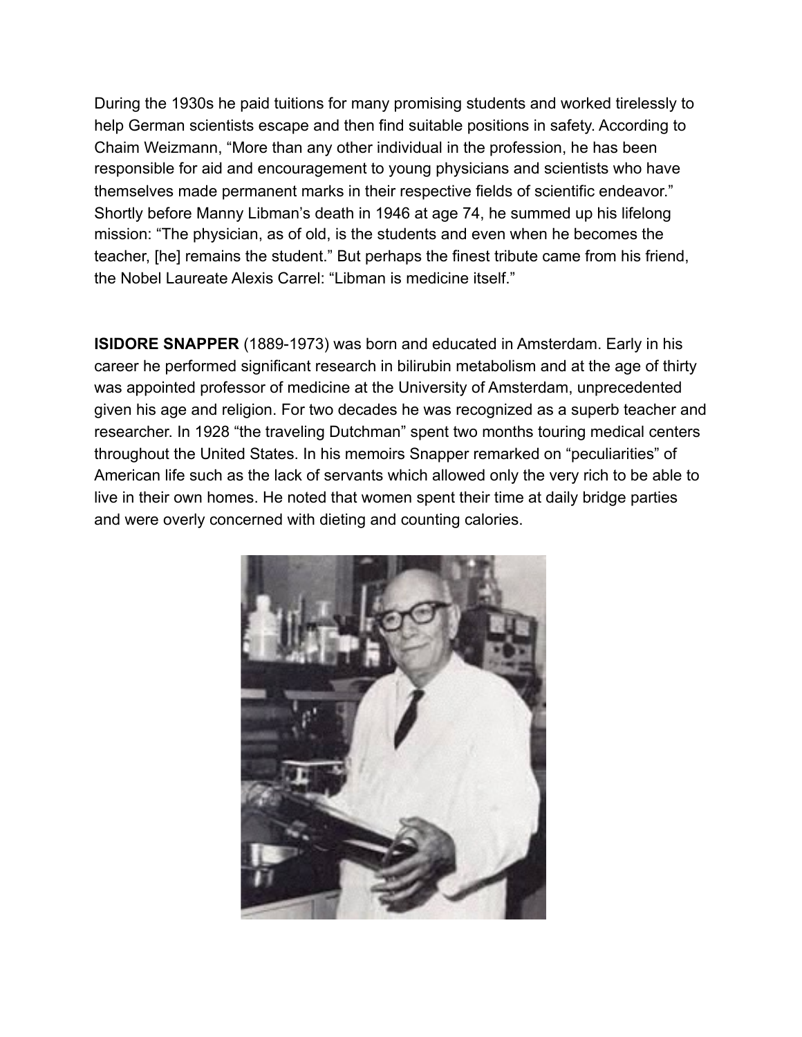During the 1930s he paid tuitions for many promising students and worked tirelessly to help German scientists escape and then find suitable positions in safety. According to Chaim Weizmann, “More than any other individual in the profession, he has been responsible for aid and encouragement to young physicians and scientists who have themselves made permanent marks in their respective fields of scientific endeavor.” Shortly before Manny Libman’s death in 1946 at age 74, he summed up his lifelong mission: “The physician, as of old, is the students and even when he becomes the teacher, [he] remains the student.” But perhaps the finest tribute came from his friend, the Nobel Laureate Alexis Carrel: “Libman is medicine itself.”

**ISIDORE SNAPPER** (1889-1973) was born and educated in Amsterdam. Early in his career he performed significant research in bilirubin metabolism and at the age of thirty was appointed professor of medicine at the University of Amsterdam, unprecedented given his age and religion. For two decades he was recognized as a superb teacher and researcher. In 1928 “the traveling Dutchman” spent two months touring medical centers throughout the United States. In his memoirs Snapper remarked on “peculiarities” of American life such as the lack of servants which allowed only the very rich to be able to live in their own homes. He noted that women spent their time at daily bridge parties and were overly concerned with dieting and counting calories.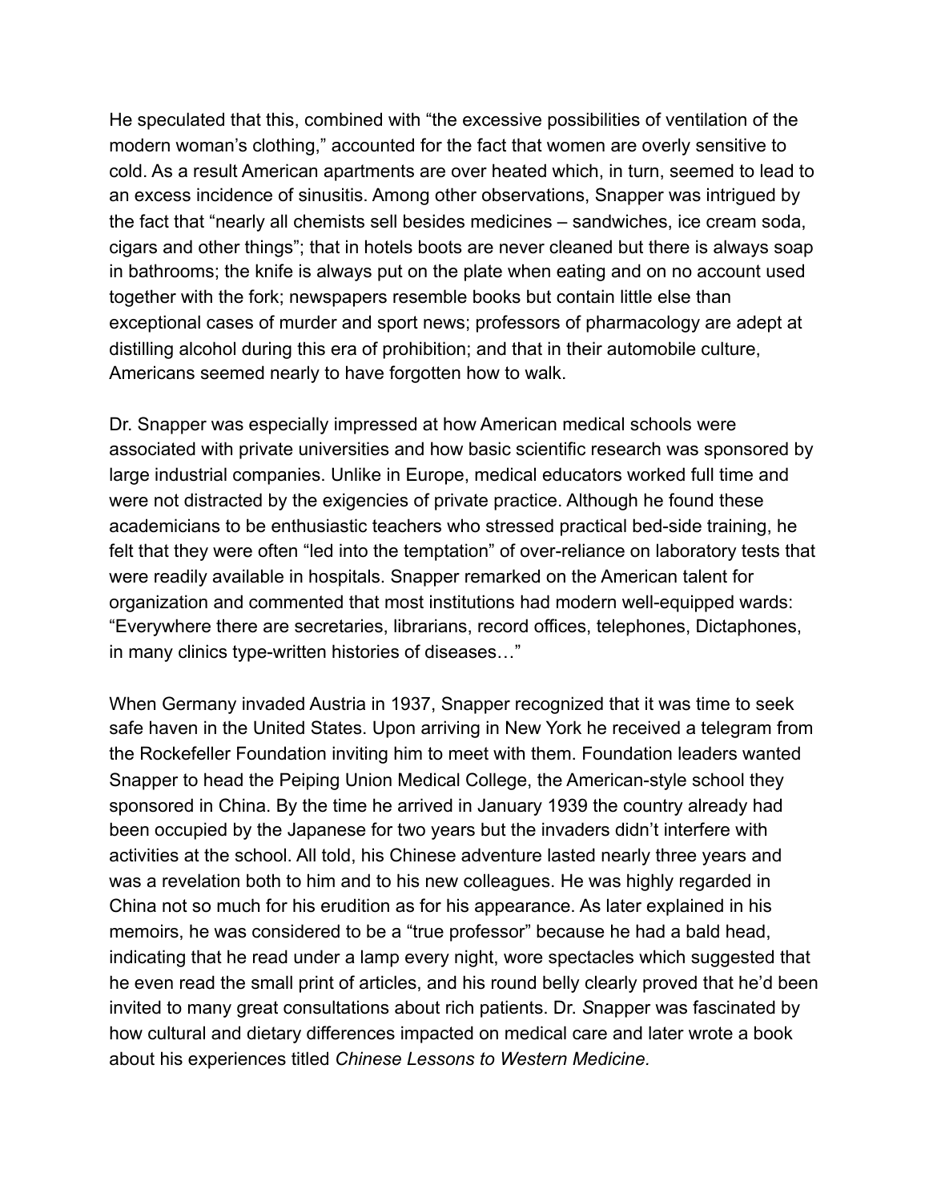He speculated that this, combined with "the excessive possibilities of ventilation of the modern woman's clothing," accounted for the fact that women are overly sensitive to cold. As a result American apartments are over heated which, in turn, seemed to lead to an excess incidence of sinusitis. Among other observations, Snapper was intrigued by the fact that "nearly all chemists sell besides medicines – sandwiches, ice cream soda, cigars and other things"; that in hotels boots are never cleaned but there is always soap in bathrooms; the knife is always put on the plate when eating and on no account used together with the fork; newspapers resemble books but contain little else than exceptional cases of murder and sport news; professors of pharmacology are adept at distilling alcohol during this era of prohibition; and that in their automobile culture, Americans seemed nearly to have forgotten how to walk.

Dr. Snapper was especially impressed at how American medical schools were associated with private universities and how basic scientific research was sponsored by large industrial companies. Unlike in Europe, medical educators worked full time and were not distracted by the exigencies of private practice. Although he found these academicians to be enthusiastic teachers who stressed practical bed-side training, he felt that they were often "led into the temptation" of over-reliance on laboratory tests that were readily available in hospitals. Snapper remarked on the American talent for organization and commented that most institutions had modern well-equipped wards: "Everywhere there are secretaries, librarians, record offices, telephones, Dictaphones, in many clinics type-written histories of diseases…"

When Germany invaded Austria in 1937, Snapper recognized that it was time to seek safe haven in the United States. Upon arriving in New York he received a telegram from the Rockefeller Foundation inviting him to meet with them. Foundation leaders wanted Snapper to head the Peiping Union Medical College, the American-style school they sponsored in China. By the time he arrived in January 1939 the country already had been occupied by the Japanese for two years but the invaders didn't interfere with activities at the school. All told, his Chinese adventure lasted nearly three years and was a revelation both to him and to his new colleagues. He was highly regarded in China not so much for his erudition as for his appearance. As later explained in his memoirs, he was considered to be a "true professor" because he had a bald head, indicating that he read under a lamp every night, wore spectacles which suggested that he even read the small print of articles, and his round belly clearly proved that he'd been invited to many great consultations about rich patients. Dr. Snapper was fascinated by how cultural and dietary differences impacted on medical care and later wrote a book about his experiences titled *Chinese Lessons to Western Medicine.*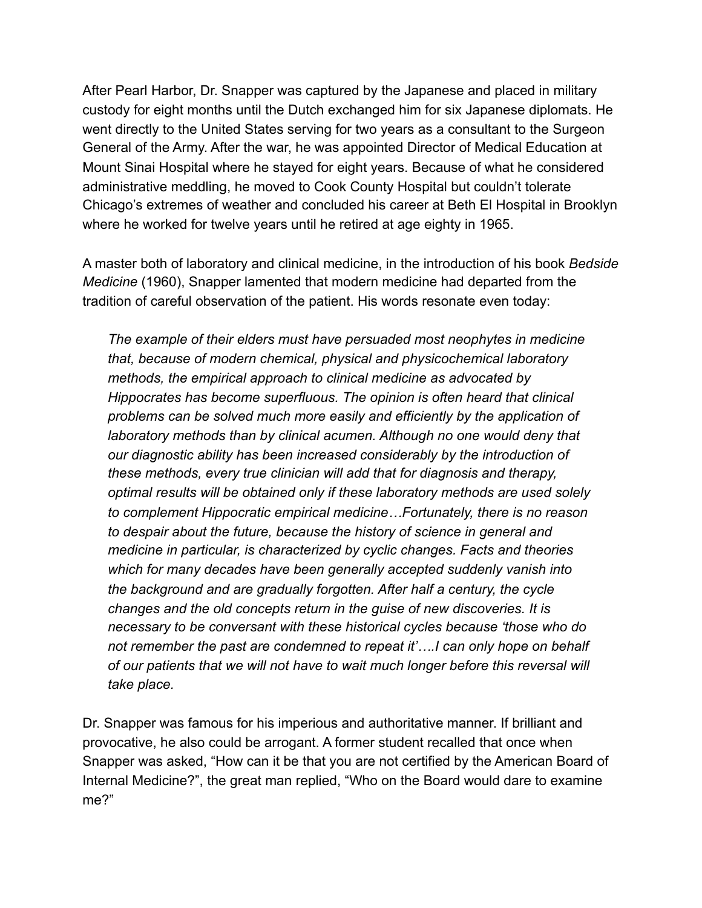After Pearl Harbor, Dr. Snapper was captured by the Japanese and placed in military custody for eight months until the Dutch exchanged him for six Japanese diplomats. He went directly to the United States serving for two years as a consultant to the Surgeon General of the Army. After the war, he was appointed Director of Medical Education at Mount Sinai Hospital where he stayed for eight years. Because of what he considered administrative meddling, he moved to Cook County Hospital but couldn't tolerate Chicago's extremes of weather and concluded his career at Beth El Hospital in Brooklyn where he worked for twelve years until he retired at age eighty in 1965.

A master both of laboratory and clinical medicine, in the introduction of his book *Bedside Medicine* (1960), Snapper lamented that modern medicine had departed from the tradition of careful observation of the patient. His words resonate even today:

> *The example of their elders must have persuaded most neophytes in medicine that, because of modern chemical, physical and physicochemical laboratory methods, the empirical approach to clinical medicine as advocated by Hippocrates has become superfluous. The opinion is often heard that clinical problems can be solved much more easily and efficiently by the application of laboratory methods than by clinical acumen. Although no one would deny that our diagnostic ability has been increased considerably by the introduction of these methods, every true clinician will add that for diagnosis and therapy, optimal results will be obtained only if these laboratory methods are used solely to complement Hippocratic empirical medicine…Fortunately, there is no reason to despair about the future, because the history of science in general and medicine in particular, is characterized by cyclic changes. Facts and theories which for many decades have been generally accepted suddenly vanish into the background and are gradually forgotten. After half a century, the cycle changes and the old concepts return in the guise of new discoveries. It is necessary to be conversant with these historical cycles because 'those who do not remember the past are condemned to repeat it'….I can only hope on behalf of our patients that we will not have to wait much longer before this reversal will take place.*

Dr. Snapper was famous for his imperious and authoritative manner. If brilliant and provocative, he also could be arrogant. A former student recalled that once when Snapper was asked, "How can it be that you are not certified by the American Board of Internal Medicine?", the great man replied, "Who on the Board would dare to examine me?"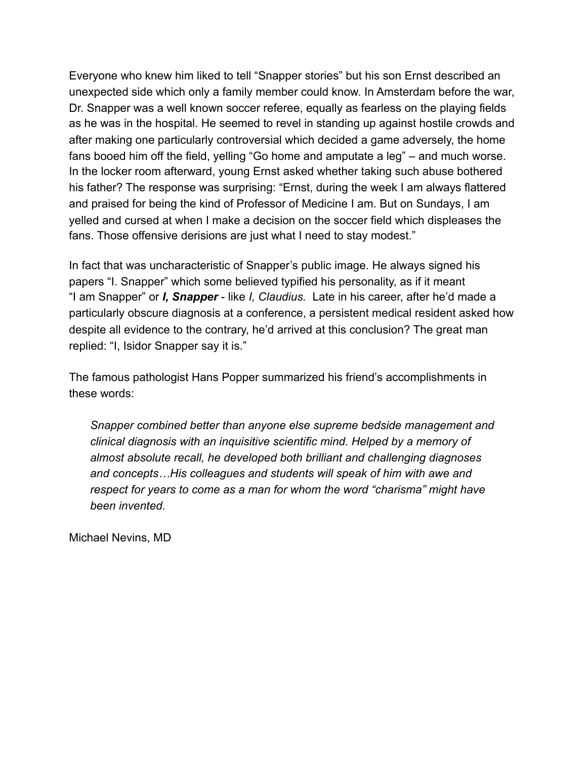Everyone who knew him liked to tell “Snapper stories” but his son Ernst described an unexpected side which only a family member could know. In Amsterdam before the war, Dr. Snapper was a well known soccer referee, equally as fearless on the playing fields as he was in the hospital. He seemed to revel in standing up against hostile crowds and after making one particularly controversial which decided a game adversely, the home fans booed him off the field, yelling “Go home and amputate a leg” – and much worse. In the locker room afterward, young Ernst asked whether taking such abuse bothered his father? The response was surprising: “Ernst, during the week I am always flattered and praised for being the kind of Professor of Medicine I am. But on Sundays, I am yelled and cursed at when I make a decision on the soccer field which displeases the fans. Those offensive derisions are just what I need to stay modest.”

In fact that was uncharacteristic of Snapper’s public image. He always signed his papers “I. Snapper” which some believed typified his personality, as if it meant “I am Snapper” or ***I, Snapper*** - like *I, Claudius.* Late in his career, after he’d made a particularly obscure diagnosis at a conference, a persistent medical resident asked how despite all evidence to the contrary, he’d arrived at this conclusion? The great man replied: “I, Isidor Snapper say it is.”

The famous pathologist Hans Popper summarized his friend’s accomplishments in these words:

> *Snapper combined better than anyone else supreme bedside management and clinical diagnosis with an inquisitive scientific mind. Helped by a memory of almost absolute recall, he developed both brilliant and challenging diagnoses and concepts…His colleagues and students will speak of him with awe and respect for years to come as a man for whom the word “charisma” might have been invented.*

Michael Nevins, MD